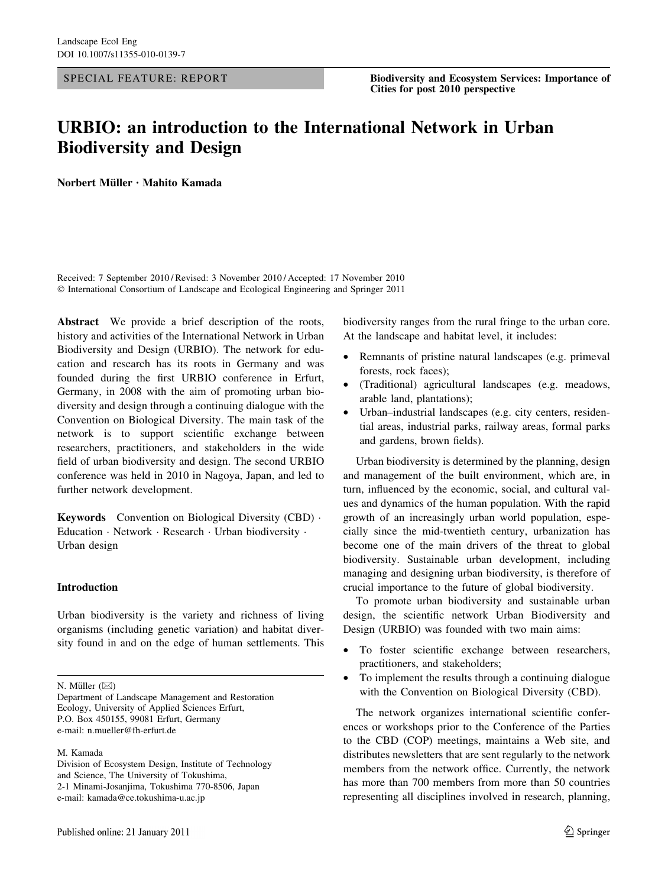SPECIAL FEATURE: REPORT

**Biodiversity and Ecosystem Services: Importance of Cities for post 2010 perspective**

# URBIO: an introduction to the International Network in Urban Biodiversity and Design

**Norbert Müller · Mahito Kamada**

Received: 7 September 2010 / Revised: 3 November 2010 / Accepted: 17 November 2010
© International Consortium of Landscape and Ecological Engineering and Springer 2011

**Abstract** We provide a brief description of the roots, history and activities of the International Network in Urban Biodiversity and Design (URBIO). The network for education and research has its roots in Germany and was founded during the first URBIO conference in Erfurt, Germany, in 2008 with the aim of promoting urban biodiversity and design through a continuing dialogue with the Convention on Biological Diversity. The main task of the network is to support scientific exchange between researchers, practitioners, and stakeholders in the wide field of urban biodiversity and design. The second URBIO conference was held in 2010 in Nagoya, Japan, and led to further network development.

**Keywords** Convention on Biological Diversity (CBD) · Education · Network · Research · Urban biodiversity · Urban design

## Introduction

Urban biodiversity is the variety and richness of living organisms (including genetic variation) and habitat diversity found in and on the edge of human settlements. This biodiversity ranges from the rural fringe to the urban core. At the landscape and habitat level, it includes:

- Remnants of pristine natural landscapes (e.g. primeval forests, rock faces);
- (Traditional) agricultural landscapes (e.g. meadows, arable land, plantations);
- Urban–industrial landscapes (e.g. city centers, residential areas, industrial parks, railway areas, formal parks and gardens, brown fields).

Urban biodiversity is determined by the planning, design and management of the built environment, which are, in turn, influenced by the economic, social, and cultural values and dynamics of the human population. With the rapid growth of an increasingly urban world population, especially since the mid-twentieth century, urbanization has become one of the main drivers of the threat to global biodiversity. Sustainable urban development, including managing and designing urban biodiversity, is therefore of crucial importance to the future of global biodiversity.

To promote urban biodiversity and sustainable urban design, the scientific network Urban Biodiversity and Design (URBIO) was founded with two main aims:

- To foster scientific exchange between researchers, practitioners, and stakeholders;
- To implement the results through a continuing dialogue with the Convention on Biological Diversity (CBD).

The network organizes international scientific conferences or workshops prior to the Conference of the Parties to the CBD (COP) meetings, maintains a Web site, and distributes newsletters that are sent regularly to the network members from the network office. Currently, the network has more than 700 members from more than 50 countries representing all disciplines involved in research, planning,

---

N. Müller (✉)
Department of Landscape Management and Restoration Ecology, University of Applied Sciences Erfurt, P.O. Box 450155, 99081 Erfurt, Germany
e-mail: n.mueller@fh-erfurt.de

M. Kamada
Division of Ecosystem Design, Institute of Technology and Science, The University of Tokushima, 2-1 Minami-Josanjima, Tokushima 770-8506, Japan
e-mail: kamada@ce.tokushima-u.ac.jp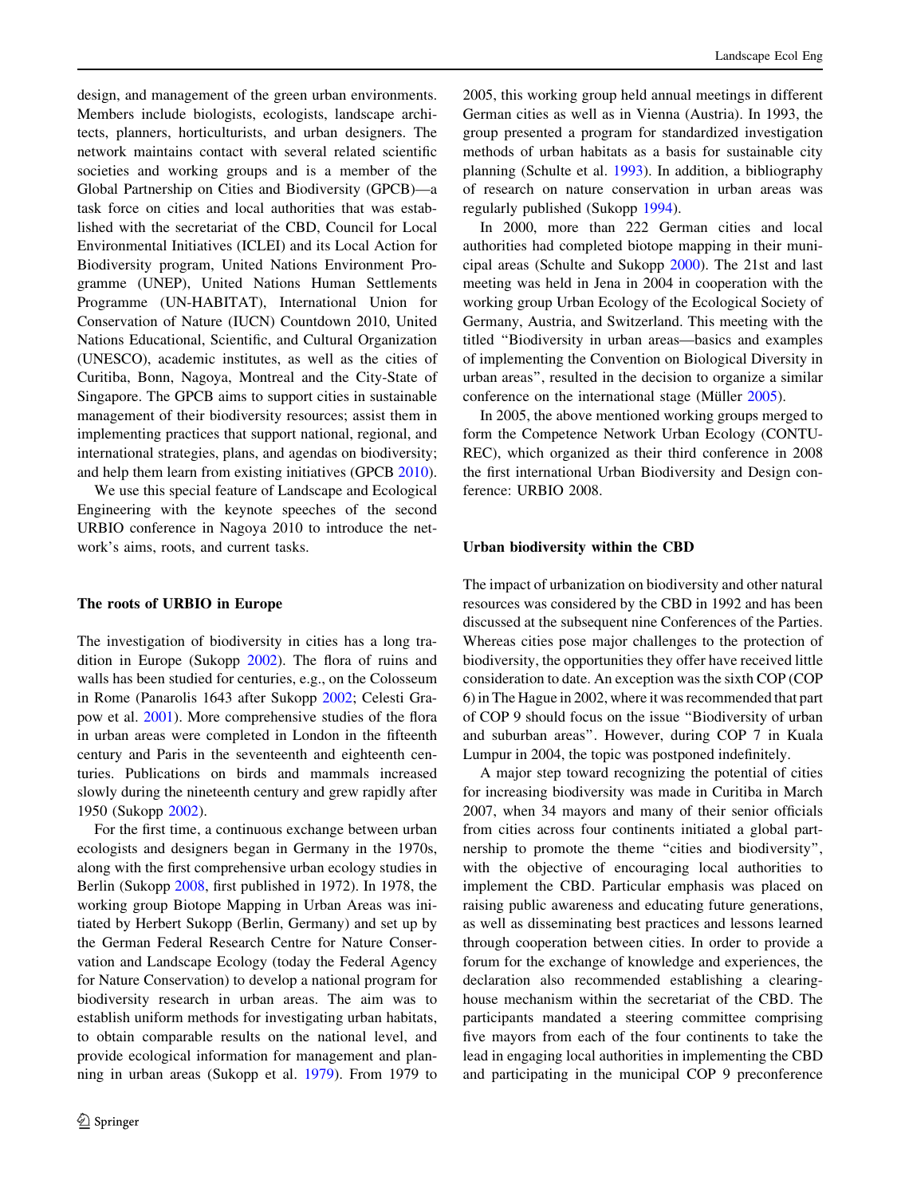design, and management of the green urban environments. Members include biologists, ecologists, landscape architects, planners, horticulturists, and urban designers. The network maintains contact with several related scientific societies and working groups and is a member of the Global Partnership on Cities and Biodiversity (GPCB)—a task force on cities and local authorities that was established with the secretariat of the CBD, Council for Local Environmental Initiatives (ICLEI) and its Local Action for Biodiversity program, United Nations Environment Programme (UNEP), United Nations Human Settlements Programme (UN-HABITAT), International Union for Conservation of Nature (IUCN) Countdown 2010, United Nations Educational, Scientific, and Cultural Organization (UNESCO), academic institutes, as well as the cities of Curitiba, Bonn, Nagoya, Montreal and the City-State of Singapore. The GPCB aims to support cities in sustainable management of their biodiversity resources; assist them in implementing practices that support national, regional, and international strategies, plans, and agendas on biodiversity; and help them learn from existing initiatives (GPCB 2010).

We use this special feature of Landscape and Ecological Engineering with the keynote speeches of the second URBIO conference in Nagoya 2010 to introduce the network's aims, roots, and current tasks.

## The roots of URBIO in Europe

The investigation of biodiversity in cities has a long tradition in Europe (Sukopp 2002). The flora of ruins and walls has been studied for centuries, e.g., on the Colosseum in Rome (Panarolis 1643 after Sukopp 2002; Celesti Grapow et al. 2001). More comprehensive studies of the flora in urban areas were completed in London in the fifteenth century and Paris in the seventeenth and eighteenth centuries. Publications on birds and mammals increased slowly during the nineteenth century and grew rapidly after 1950 (Sukopp 2002).

For the first time, a continuous exchange between urban ecologists and designers began in Germany in the 1970s, along with the first comprehensive urban ecology studies in Berlin (Sukopp 2008, first published in 1972). In 1978, the working group Biotope Mapping in Urban Areas was initiated by Herbert Sukopp (Berlin, Germany) and set up by the German Federal Research Centre for Nature Conservation and Landscape Ecology (today the Federal Agency for Nature Conservation) to develop a national program for biodiversity research in urban areas. The aim was to establish uniform methods for investigating urban habitats, to obtain comparable results on the national level, and provide ecological information for management and planning in urban areas (Sukopp et al. 1979). From 1979 to 2005, this working group held annual meetings in different German cities as well as in Vienna (Austria). In 1993, the group presented a program for standardized investigation methods of urban habitats as a basis for sustainable city planning (Schulte et al. 1993). In addition, a bibliography of research on nature conservation in urban areas was regularly published (Sukopp 1994).

In 2000, more than 222 German cities and local authorities had completed biotope mapping in their municipal areas (Schulte and Sukopp 2000). The 21st and last meeting was held in Jena in 2004 in cooperation with the working group Urban Ecology of the Ecological Society of Germany, Austria, and Switzerland. This meeting with the titled "Biodiversity in urban areas—basics and examples of implementing the Convention on Biological Diversity in urban areas", resulted in the decision to organize a similar conference on the international stage (Müller 2005).

In 2005, the above mentioned working groups merged to form the Competence Network Urban Ecology (CONTUREC), which organized as their third conference in 2008 the first international Urban Biodiversity and Design conference: URBIO 2008.

## Urban biodiversity within the CBD

The impact of urbanization on biodiversity and other natural resources was considered by the CBD in 1992 and has been discussed at the subsequent nine Conferences of the Parties. Whereas cities pose major challenges to the protection of biodiversity, the opportunities they offer have received little consideration to date. An exception was the sixth COP (COP 6) in The Hague in 2002, where it was recommended that part of COP 9 should focus on the issue "Biodiversity of urban and suburban areas". However, during COP 7 in Kuala Lumpur in 2004, the topic was postponed indefinitely.

A major step toward recognizing the potential of cities for increasing biodiversity was made in Curitiba in March 2007, when 34 mayors and many of their senior officials from cities across four continents initiated a global partnership to promote the theme "cities and biodiversity", with the objective of encouraging local authorities to implement the CBD. Particular emphasis was placed on raising public awareness and educating future generations, as well as disseminating best practices and lessons learned through cooperation between cities. In order to provide a forum for the exchange of knowledge and experiences, the declaration also recommended establishing a clearinghouse mechanism within the secretariat of the CBD. The participants mandated a steering committee comprising five mayors from each of the four continents to take the lead in engaging local authorities in implementing the CBD and participating in the municipal COP 9 preconference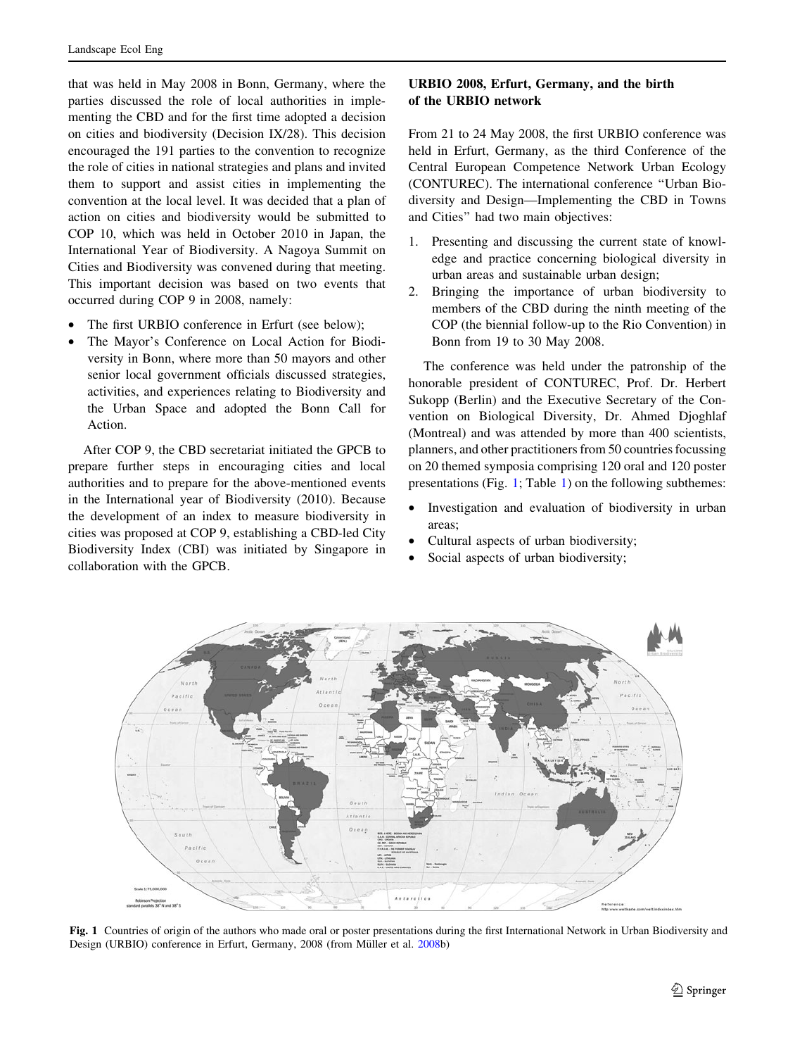that was held in May 2008 in Bonn, Germany, where the parties discussed the role of local authorities in implementing the CBD and for the first time adopted a decision on cities and biodiversity (Decision IX/28). This decision encouraged the 191 parties to the convention to recognize the role of cities in national strategies and plans and invited them to support and assist cities in implementing the convention at the local level. It was decided that a plan of action on cities and biodiversity would be submitted to COP 10, which was held in October 2010 in Japan, the International Year of Biodiversity. A Nagoya Summit on Cities and Biodiversity was convened during that meeting. This important decision was based on two events that occurred during COP 9 in 2008, namely:

- The first URBIO conference in Erfurt (see below);
- The Mayor's Conference on Local Action for Biodiversity in Bonn, where more than 50 mayors and other senior local government officials discussed strategies, activities, and experiences relating to Biodiversity and the Urban Space and adopted the Bonn Call for Action.

After COP 9, the CBD secretariat initiated the GPCB to prepare further steps in encouraging cities and local authorities and to prepare for the above-mentioned events in the International year of Biodiversity (2010). Because the development of an index to measure biodiversity in cities was proposed at COP 9, establishing a CBD-led City Biodiversity Index (CBI) was initiated by Singapore in collaboration with the GPCB.

## URBIO 2008, Erfurt, Germany, and the birth of the URBIO network

From 21 to 24 May 2008, the first URBIO conference was held in Erfurt, Germany, as the third Conference of the Central European Competence Network Urban Ecology (CONTUREC). The international conference "Urban Biodiversity and Design—Implementing the CBD in Towns and Cities" had two main objectives:

1. Presenting and discussing the current state of knowledge and practice concerning biological diversity in urban areas and sustainable urban design;
2. Bringing the importance of urban biodiversity to members of the CBD during the ninth meeting of the COP (the biennial follow-up to the Rio Convention) in Bonn from 19 to 30 May 2008.

The conference was held under the patronship of the honorable president of CONTUREC, Prof. Dr. Herbert Sukopp (Berlin) and the Executive Secretary of the Convention on Biological Diversity, Dr. Ahmed Djoghlaf (Montreal) and was attended by more than 400 scientists, planners, and other practitioners from 50 countries focussing on 20 themed symposia comprising 120 oral and 120 poster presentations (Fig. 1; Table 1) on the following subthemes:

- Investigation and evaluation of biodiversity in urban areas;
- Cultural aspects of urban biodiversity;
- Social aspects of urban biodiversity;

Fig. 1 Countries of origin of the authors who made oral or poster presentations during the first International Network in Urban Biodiversity and Design (URBIO) conference in Erfurt, Germany, 2008 (from Müller et al. 2008b)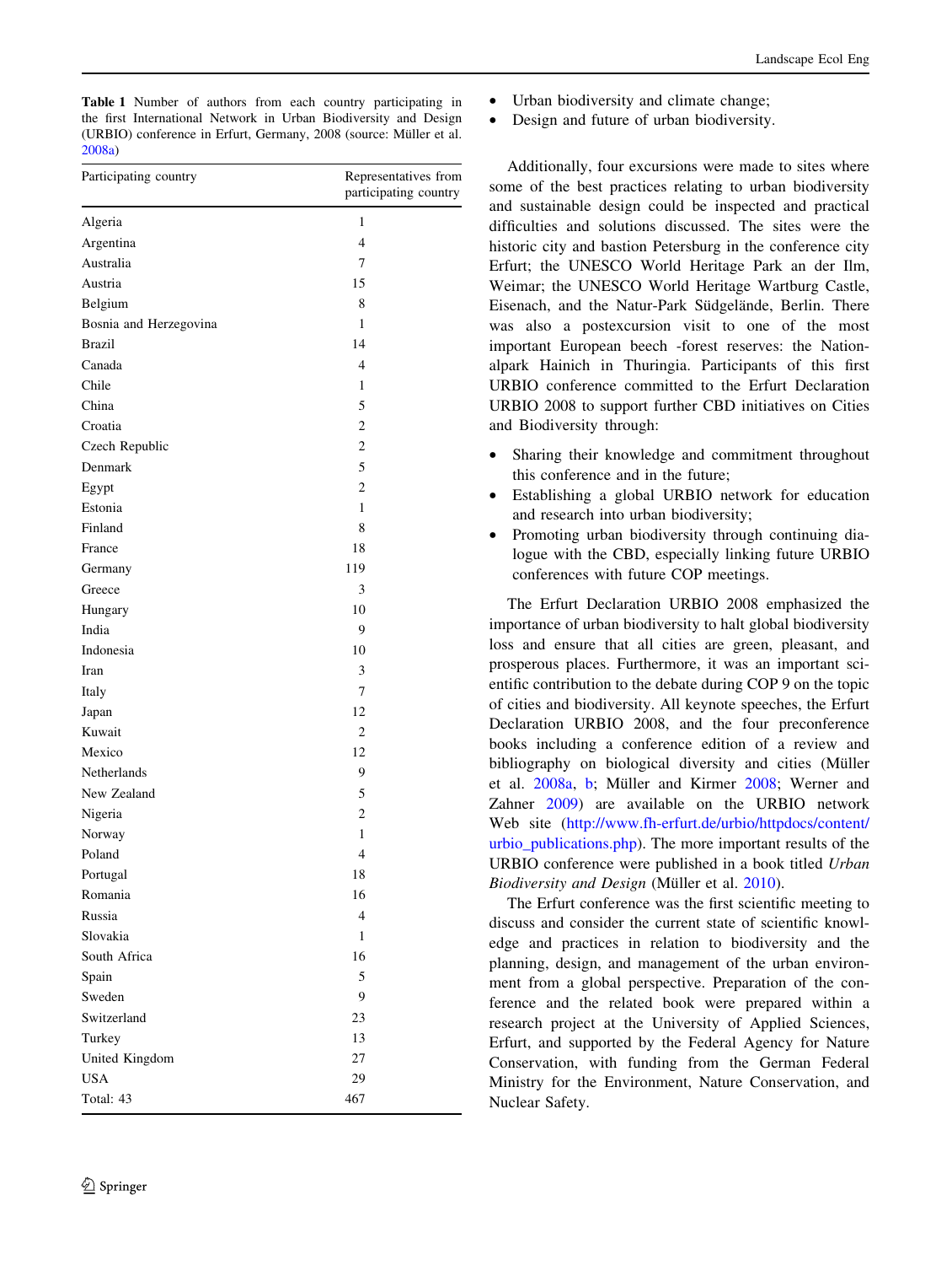**Table 1** Number of authors from each country participating in the first International Network in Urban Biodiversity and Design (URBIO) conference in Erfurt, Germany, 2008 (source: Müller et al. 2008a)

| Participating country | Representatives from participating country |
|---|---|
| Algeria | 1 |
| Argentina | 4 |
| Australia | 7 |
| Austria | 15 |
| Belgium | 8 |
| Bosnia and Herzegovina | 1 |
| Brazil | 14 |
| Canada | 4 |
| Chile | 1 |
| China | 5 |
| Croatia | 2 |
| Czech Republic | 2 |
| Denmark | 5 |
| Egypt | 2 |
| Estonia | 1 |
| Finland | 8 |
| France | 18 |
| Germany | 119 |
| Greece | 3 |
| Hungary | 10 |
| India | 9 |
| Indonesia | 10 |
| Iran | 3 |
| Italy | 7 |
| Japan | 12 |
| Kuwait | 2 |
| Mexico | 12 |
| Netherlands | 9 |
| New Zealand | 5 |
| Nigeria | 2 |
| Norway | 1 |
| Poland | 4 |
| Portugal | 18 |
| Romania | 16 |
| Russia | 4 |
| Slovakia | 1 |
| South Africa | 16 |
| Spain | 5 |
| Sweden | 9 |
| Switzerland | 23 |
| Turkey | 13 |
| United Kingdom | 27 |
| USA | 29 |
| Total: 43 | 467 |

- Urban biodiversity and climate change;
- Design and future of urban biodiversity.

Additionally, four excursions were made to sites where some of the best practices relating to urban biodiversity and sustainable design could be inspected and practical difficulties and solutions discussed. The sites were the historic city and bastion Petersburg in the conference city Erfurt; the UNESCO World Heritage Park an der Ilm, Weimar; the UNESCO World Heritage Wartburg Castle, Eisenach, and the Natur-Park Südgelände, Berlin. There was also a postexcursion visit to one of the most important European beech -forest reserves: the Nationalpark Hainich in Thuringia. Participants of this first URBIO conference committed to the Erfurt Declaration URBIO 2008 to support further CBD initiatives on Cities and Biodiversity through:

- Sharing their knowledge and commitment throughout this conference and in the future;
- Establishing a global URBIO network for education and research into urban biodiversity;
- Promoting urban biodiversity through continuing dialogue with the CBD, especially linking future URBIO conferences with future COP meetings.

The Erfurt Declaration URBIO 2008 emphasized the importance of urban biodiversity to halt global biodiversity loss and ensure that all cities are green, pleasant, and prosperous places. Furthermore, it was an important scientific contribution to the debate during COP 9 on the topic of cities and biodiversity. All keynote speeches, the Erfurt Declaration URBIO 2008, and the four preconference books including a conference edition of a review and bibliography on biological diversity and cities (Müller et al. 2008a, b; Müller and Kirmer 2008; Werner and Zahner 2009) are available on the URBIO network Web site (http://www.fh-erfurt.de/urbio/httpdocs/content/urbio_publications.php). The more important results of the URBIO conference were published in a book titled *Urban Biodiversity and Design* (Müller et al. 2010).

The Erfurt conference was the first scientific meeting to discuss and consider the current state of scientific knowledge and practices in relation to biodiversity and the planning, design, and management of the urban environment from a global perspective. Preparation of the conference and the related book were prepared within a research project at the University of Applied Sciences, Erfurt, and supported by the Federal Agency for Nature Conservation, with funding from the German Federal Ministry for the Environment, Nature Conservation, and Nuclear Safety.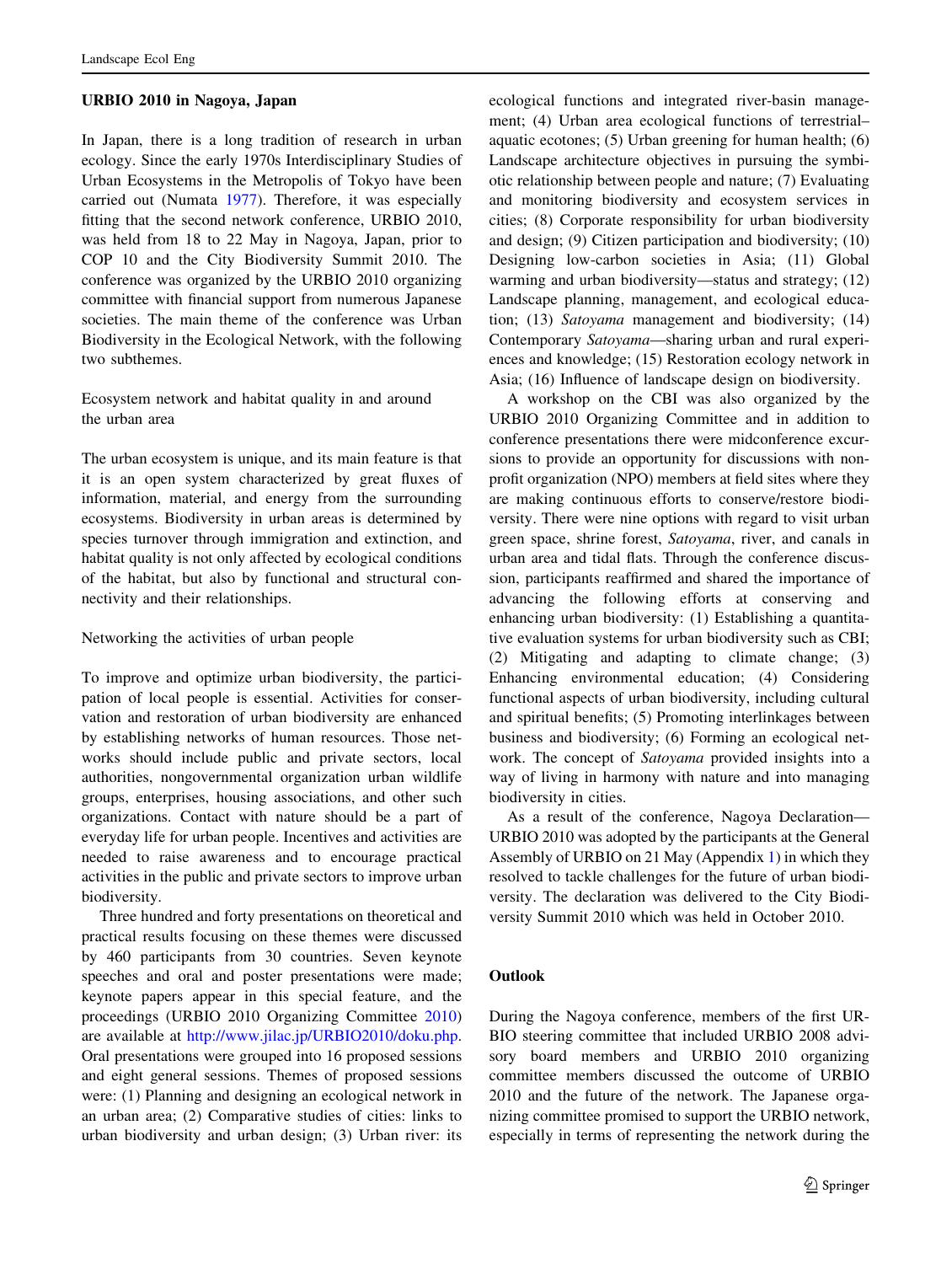### URBIO 2010 in Nagoya, Japan

In Japan, there is a long tradition of research in urban ecology. Since the early 1970s Interdisciplinary Studies of Urban Ecosystems in the Metropolis of Tokyo have been carried out (Numata 1977). Therefore, it was especially fitting that the second network conference, URBIO 2010, was held from 18 to 22 May in Nagoya, Japan, prior to COP 10 and the City Biodiversity Summit 2010. The conference was organized by the URBIO 2010 organizing committee with financial support from numerous Japanese societies. The main theme of the conference was Urban Biodiversity in the Ecological Network, with the following two subthemes.

Ecosystem network and habitat quality in and around the urban area

The urban ecosystem is unique, and its main feature is that it is an open system characterized by great fluxes of information, material, and energy from the surrounding ecosystems. Biodiversity in urban areas is determined by species turnover through immigration and extinction, and habitat quality is not only affected by ecological conditions of the habitat, but also by functional and structural connectivity and their relationships.

Networking the activities of urban people

To improve and optimize urban biodiversity, the participation of local people is essential. Activities for conservation and restoration of urban biodiversity are enhanced by establishing networks of human resources. Those networks should include public and private sectors, local authorities, nongovernmental organization urban wildlife groups, enterprises, housing associations, and other such organizations. Contact with nature should be a part of everyday life for urban people. Incentives and activities are needed to raise awareness and to encourage practical activities in the public and private sectors to improve urban biodiversity.

Three hundred and forty presentations on theoretical and practical results focusing on these themes were discussed by 460 participants from 30 countries. Seven keynote speeches and oral and poster presentations were made; keynote papers appear in this special feature, and the proceedings (URBIO 2010 Organizing Committee 2010) are available at http://www.jilac.jp/URBIO2010/doku.php. Oral presentations were grouped into 16 proposed sessions and eight general sessions. Themes of proposed sessions were: (1) Planning and designing an ecological network in an urban area; (2) Comparative studies of cities: links to urban biodiversity and urban design; (3) Urban river: its ecological functions and integrated river-basin management; (4) Urban area ecological functions of terrestrial–aquatic ecotones; (5) Urban greening for human health; (6) Landscape architecture objectives in pursuing the symbiotic relationship between people and nature; (7) Evaluating and monitoring biodiversity and ecosystem services in cities; (8) Corporate responsibility for urban biodiversity and design; (9) Citizen participation and biodiversity; (10) Designing low-carbon societies in Asia; (11) Global warming and urban biodiversity—status and strategy; (12) Landscape planning, management, and ecological education; (13) *Satoyama* management and biodiversity; (14) Contemporary *Satoyama*—sharing urban and rural experiences and knowledge; (15) Restoration ecology network in Asia; (16) Influence of landscape design on biodiversity.

A workshop on the CBI was also organized by the URBIO 2010 Organizing Committee and in addition to conference presentations there were midconference excursions to provide an opportunity for discussions with nonprofit organization (NPO) members at field sites where they are making continuous efforts to conserve/restore biodiversity. There were nine options with regard to visit urban green space, shrine forest, *Satoyama*, river, and canals in urban area and tidal flats. Through the conference discussion, participants reaffirmed and shared the importance of advancing the following efforts at conserving and enhancing urban biodiversity: (1) Establishing a quantitative evaluation systems for urban biodiversity such as CBI; (2) Mitigating and adapting to climate change; (3) Enhancing environmental education; (4) Considering functional aspects of urban biodiversity, including cultural and spiritual benefits; (5) Promoting interlinkages between business and biodiversity; (6) Forming an ecological network. The concept of *Satoyama* provided insights into a way of living in harmony with nature and into managing biodiversity in cities.

As a result of the conference, Nagoya Declaration—URBIO 2010 was adopted by the participants at the General Assembly of URBIO on 21 May (Appendix 1) in which they resolved to tackle challenges for the future of urban biodiversity. The declaration was delivered to the City Biodiversity Summit 2010 which was held in October 2010.

### Outlook

During the Nagoya conference, members of the first URBIO steering committee that included URBIO 2008 advisory board members and URBIO 2010 organizing committee members discussed the outcome of URBIO 2010 and the future of the network. The Japanese organizing committee promised to support the URBIO network, especially in terms of representing the network during the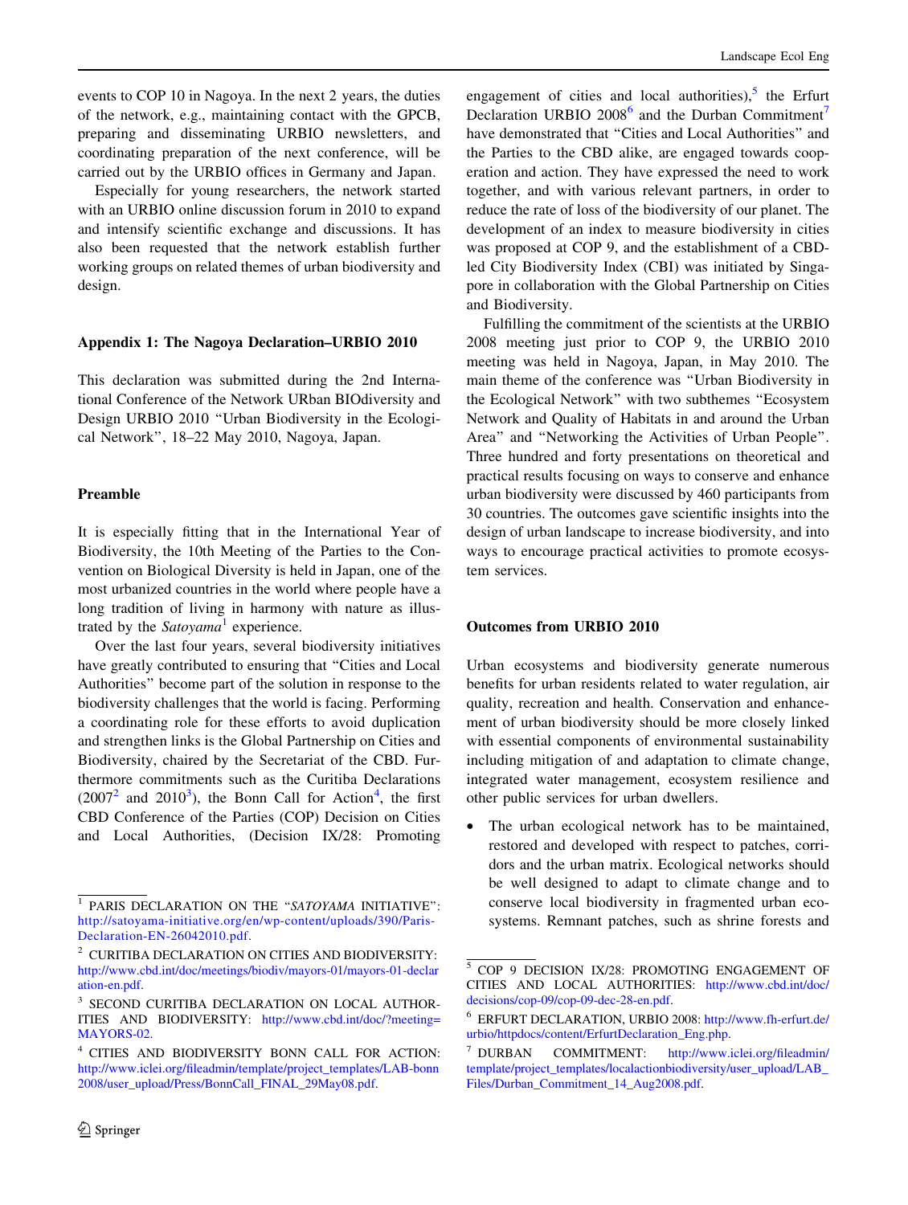events to COP 10 in Nagoya. In the next 2 years, the duties of the network, e.g., maintaining contact with the GPCB, preparing and disseminating URBIO newsletters, and coordinating preparation of the next conference, will be carried out by the URBIO offices in Germany and Japan.

Especially for young researchers, the network started with an URBIO online discussion forum in 2010 to expand and intensify scientific exchange and discussions. It has also been requested that the network establish further working groups on related themes of urban biodiversity and design.

## Appendix 1: The Nagoya Declaration–URBIO 2010

This declaration was submitted during the 2nd International Conference of the Network URban BIOdiversity and Design URBIO 2010 "Urban Biodiversity in the Ecological Network", 18–22 May 2010, Nagoya, Japan.

### Preamble

It is especially fitting that in the International Year of Biodiversity, the 10th Meeting of the Parties to the Convention on Biological Diversity is held in Japan, one of the most urbanized countries in the world where people have a long tradition of living in harmony with nature as illustrated by the *Satoyama*[1] experience.

Over the last four years, several biodiversity initiatives have greatly contributed to ensuring that "Cities and Local Authorities" become part of the solution in response to the biodiversity challenges that the world is facing. Performing a coordinating role for these efforts to avoid duplication and strengthen links is the Global Partnership on Cities and Biodiversity, chaired by the Secretariat of the CBD. Furthermore commitments such as the Curitiba Declarations (2007[2] and 2010[3]), the Bonn Call for Action[4], the first CBD Conference of the Parties (COP) Decision on Cities and Local Authorities, (Decision IX/28: Promoting engagement of cities and local authorities),[5] the Erfurt Declaration URBIO 2008[6] and the Durban Commitment[7] have demonstrated that "Cities and Local Authorities" and the Parties to the CBD alike, are engaged towards cooperation and action. They have expressed the need to work together, and with various relevant partners, in order to reduce the rate of loss of the biodiversity of our planet. The development of an index to measure biodiversity in cities was proposed at COP 9, and the establishment of a CBD-led City Biodiversity Index (CBI) was initiated by Singapore in collaboration with the Global Partnership on Cities and Biodiversity.

Fulfilling the commitment of the scientists at the URBIO 2008 meeting just prior to COP 9, the URBIO 2010 meeting was held in Nagoya, Japan, in May 2010. The main theme of the conference was "Urban Biodiversity in the Ecological Network" with two subthemes "Ecosystem Network and Quality of Habitats in and around the Urban Area" and "Networking the Activities of Urban People". Three hundred and forty presentations on theoretical and practical results focusing on ways to conserve and enhance urban biodiversity were discussed by 460 participants from 30 countries. The outcomes gave scientific insights into the design of urban landscape to increase biodiversity, and into ways to encourage practical activities to promote ecosystem services.

### Outcomes from URBIO 2010

Urban ecosystems and biodiversity generate numerous benefits for urban residents related to water regulation, air quality, recreation and health. Conservation and enhancement of urban biodiversity should be more closely linked with essential components of environmental sustainability including mitigation of and adaptation to climate change, integrated water management, ecosystem resilience and other public services for urban dwellers.

- The urban ecological network has to be maintained, restored and developed with respect to patches, corridors and the urban matrix. Ecological networks should be well designed to adapt to climate change and to conserve local biodiversity in fragmented urban ecosystems. Remnant patches, such as shrine forests and

---

[1] PARIS DECLARATION ON THE "*SATOYAMA* INITIATIVE": http://satoyama-initiative.org/en/wp-content/uploads/390/Paris-Declaration-EN-26042010.pdf.

[2] CURITIBA DECLARATION ON CITIES AND BIODIVERSITY: http://www.cbd.int/doc/meetings/biodiv/mayors-01/mayors-01-declaration-en.pdf.

[3] SECOND CURITIBA DECLARATION ON LOCAL AUTHORITIES AND BIODIVERSITY: http://www.cbd.int/doc/?meeting=MAYORS-02.

[4] CITIES AND BIODIVERSITY BONN CALL FOR ACTION: http://www.iclei.org/fileadmin/template/project_templates/LAB-bonn2008/user_upload/Press/BonnCall_FINAL_29May08.pdf.

[5] COP 9 DECISION IX/28: PROMOTING ENGAGEMENT OF CITIES AND LOCAL AUTHORITIES: http://www.cbd.int/doc/decisions/cop-09/cop-09-dec-28-en.pdf.

[6] ERFURT DECLARATION, URBIO 2008: http://www.fh-erfurt.de/urbio/httpdocs/content/ErfurtDeclaration_Eng.php.

[7] DURBAN COMMITMENT: http://www.iclei.org/fileadmin/template/project_templates/localactionbiodiversity/user_upload/LAB_Files/Durban_Commitment_14_Aug2008.pdf.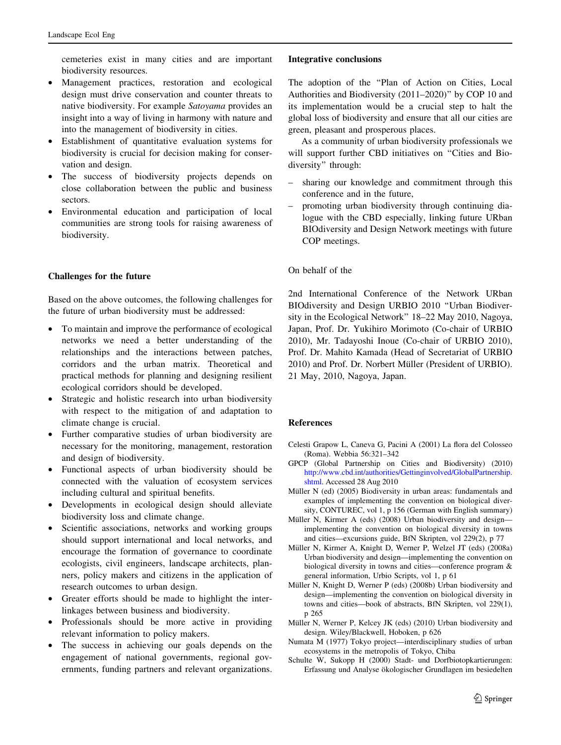cemeteries exist in many cities and are important biodiversity resources.

- Management practices, restoration and ecological design must drive conservation and counter threats to native biodiversity. For example *Satoyama* provides an insight into a way of living in harmony with nature and into the management of biodiversity in cities.
- Establishment of quantitative evaluation systems for biodiversity is crucial for decision making for conservation and design.
- The success of biodiversity projects depends on close collaboration between the public and business sectors.
- Environmental education and participation of local communities are strong tools for raising awareness of biodiversity.

## Challenges for the future

Based on the above outcomes, the following challenges for the future of urban biodiversity must be addressed:

- To maintain and improve the performance of ecological networks we need a better understanding of the relationships and the interactions between patches, corridors and the urban matrix. Theoretical and practical methods for planning and designing resilient ecological corridors should be developed.
- Strategic and holistic research into urban biodiversity with respect to the mitigation of and adaptation to climate change is crucial.
- Further comparative studies of urban biodiversity are necessary for the monitoring, management, restoration and design of biodiversity.
- Functional aspects of urban biodiversity should be connected with the valuation of ecosystem services including cultural and spiritual benefits.
- Developments in ecological design should alleviate biodiversity loss and climate change.
- Scientific associations, networks and working groups should support international and local networks, and encourage the formation of governance to coordinate ecologists, civil engineers, landscape architects, planners, policy makers and citizens in the application of research outcomes to urban design.
- Greater efforts should be made to highlight the interlinkages between business and biodiversity.
- Professionals should be more active in providing relevant information to policy makers.
- The success in achieving our goals depends on the engagement of national governments, regional governments, funding partners and relevant organizations.

## Integrative conclusions

The adoption of the "Plan of Action on Cities, Local Authorities and Biodiversity (2011–2020)" by COP 10 and its implementation would be a crucial step to halt the global loss of biodiversity and ensure that all our cities are green, pleasant and prosperous places.

As a community of urban biodiversity professionals we will support further CBD initiatives on "Cities and Biodiversity" through:

- sharing our knowledge and commitment through this conference and in the future,
- promoting urban biodiversity through continuing dialogue with the CBD especially, linking future URban BIOdiversity and Design Network meetings with future COP meetings.

On behalf of the

2nd International Conference of the Network URban BIOdiversity and Design URBIO 2010 "Urban Biodiversity in the Ecological Network" 18–22 May 2010, Nagoya, Japan, Prof. Dr. Yukihiro Morimoto (Co-chair of URBIO 2010), Mr. Tadayoshi Inoue (Co-chair of URBIO 2010), Prof. Dr. Mahito Kamada (Head of Secretariat of URBIO 2010) and Prof. Dr. Norbert Müller (President of URBIO). 21 May, 2010, Nagoya, Japan.

## References

Celesti Grapow L, Caneva G, Pacini A (2001) La flora del Colosseo (Roma). Webbia 56:321–342

GPCP (Global Partnership on Cities and Biodiversity) (2010) http://www.cbd.int/authorities/Gettinginvolved/GlobalPartnership.shtml. Accessed 28 Aug 2010

Müller N (ed) (2005) Biodiversity in urban areas: fundamentals and examples of implementing the convention on biological diversity, CONTUREC, vol 1, p 156 (German with English summary)

Müller N, Kirmer A (eds) (2008) Urban biodiversity and design—implementing the convention on biological diversity in towns and cities—excursions guide, BfN Skripten, vol 229(2), p 77

Müller N, Kirmer A, Knight D, Werner P, Welzel JT (eds) (2008a) Urban biodiversity and design—implementing the convention on biological diversity in towns and cities—conference program & general information, Urbio Scripts, vol 1, p 61

Müller N, Knight D, Werner P (eds) (2008b) Urban biodiversity and design—implementing the convention on biological diversity in towns and cities—book of abstracts, BfN Skripten, vol 229(1), p 265

Müller N, Werner P, Kelcey JK (eds) (2010) Urban biodiversity and design. Wiley/Blackwell, Hoboken, p 626

Numata M (1977) Tokyo project—interdisciplinary studies of urban ecosystems in the metropolis of Tokyo, Chiba

Schulte W, Sukopp H (2000) Stadt- und Dorfbiotopkartierungen: Erfassung und Analyse ökologischer Grundlagen im besiedelten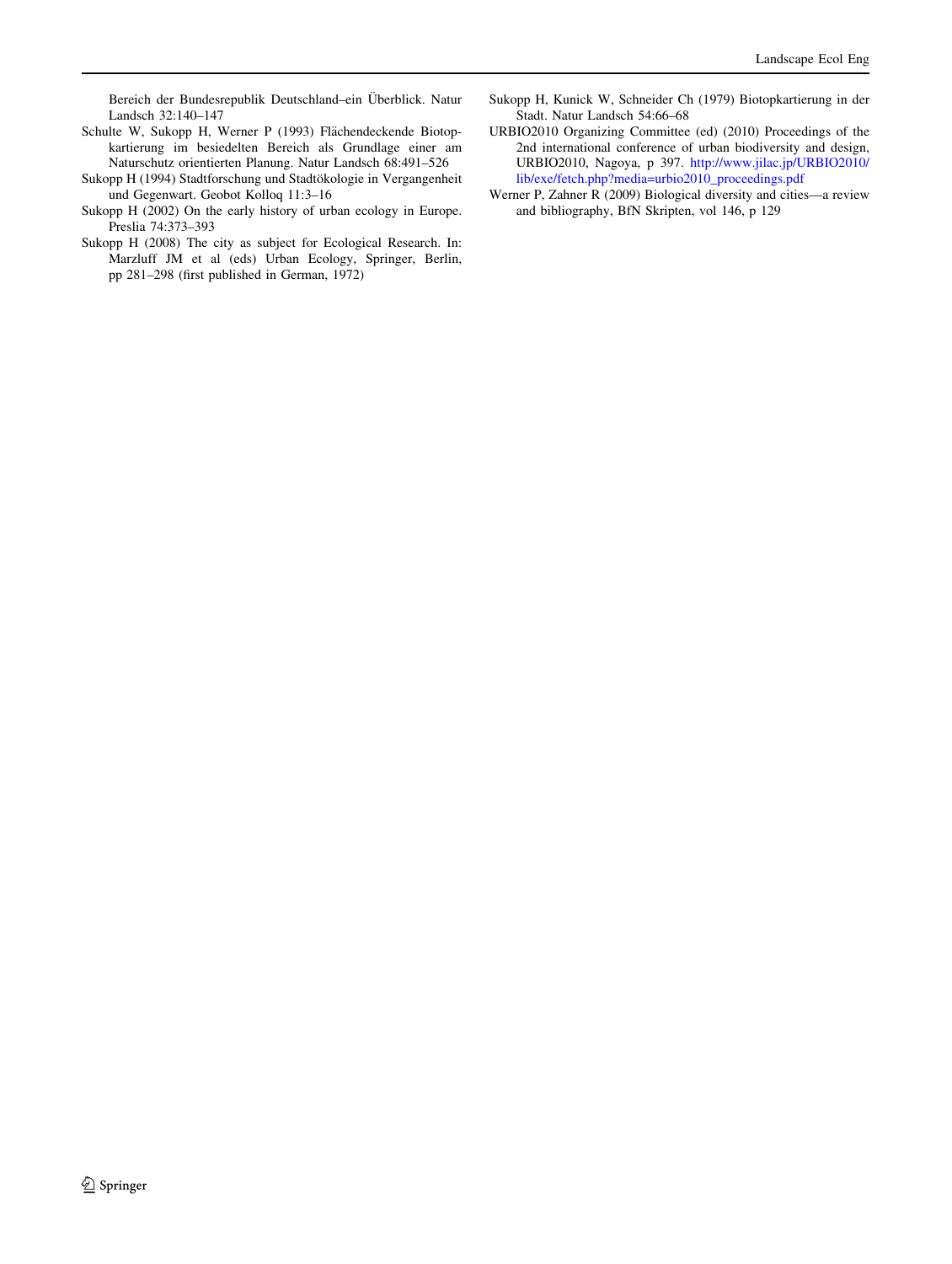Bereich der Bundesrepublik Deutschland–ein Überblick. Natur Landsch 32:140–147

Schulte W, Sukopp H, Werner P (1993) Flächendeckende Biotopkartierung im besiedelten Bereich als Grundlage einer am Naturschutz orientierten Planung. Natur Landsch 68:491–526

Sukopp H (1994) Stadtforschung und Stadtökologie in Vergangenheit und Gegenwart. Geobot Kolloq 11:3–16

Sukopp H (2002) On the early history of urban ecology in Europe. Preslia 74:373–393

Sukopp H (2008) The city as subject for Ecological Research. In: Marzluff JM et al (eds) Urban Ecology, Springer, Berlin, pp 281–298 (first published in German, 1972)

Sukopp H, Kunick W, Schneider Ch (1979) Biotopkartierung in der Stadt. Natur Landsch 54:66–68

URBIO2010 Organizing Committee (ed) (2010) Proceedings of the 2nd international conference of urban biodiversity and design, URBIO2010, Nagoya, p 397. http://www.jilac.jp/URBIO2010/lib/exe/fetch.php?media=urbio2010_proceedings.pdf

Werner P, Zahner R (2009) Biological diversity and cities—a review and bibliography, BfN Skripten, vol 146, p 129